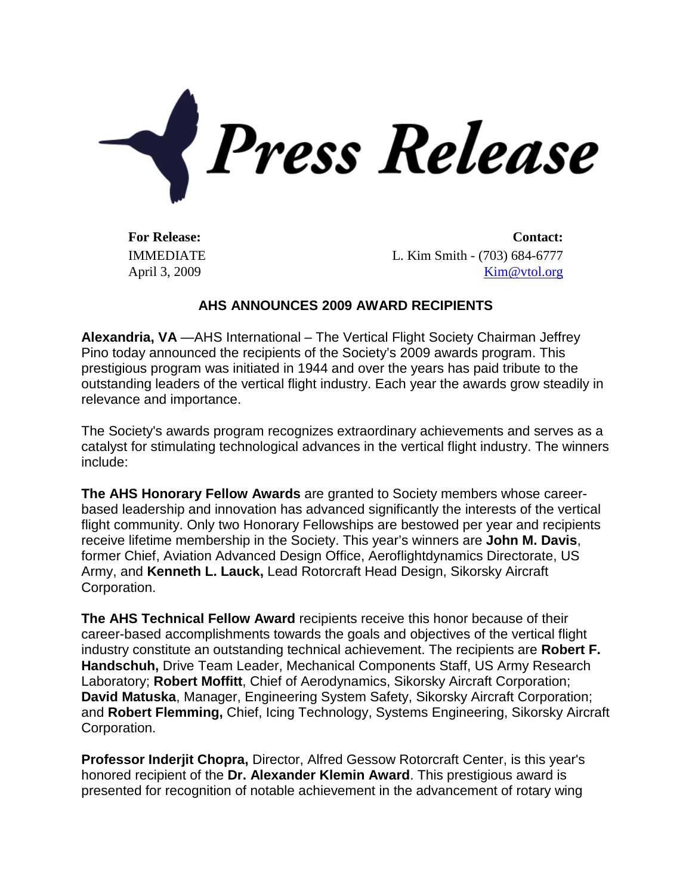# Press Release

| **For Release:** | **Contact:** |
|---|---|
| IMMEDIATE | L. Kim Smith - (703) 684-6777 |
| April 3, 2009 | Kim@vtol.org |

## AHS ANNOUNCES 2009 AWARD RECIPIENTS

**Alexandria, VA** —AHS International – The Vertical Flight Society Chairman Jeffrey Pino today announced the recipients of the Society's 2009 awards program. This prestigious program was initiated in 1944 and over the years has paid tribute to the outstanding leaders of the vertical flight industry. Each year the awards grow steadily in relevance and importance.

The Society's awards program recognizes extraordinary achievements and serves as a catalyst for stimulating technological advances in the vertical flight industry. The winners include:

**The AHS Honorary Fellow Awards** are granted to Society members whose career-based leadership and innovation has advanced significantly the interests of the vertical flight community. Only two Honorary Fellowships are bestowed per year and recipients receive lifetime membership in the Society. This year's winners are **John M. Davis**, former Chief, Aviation Advanced Design Office, Aeroflightdynamics Directorate, US Army, and **Kenneth L. Lauck,** Lead Rotorcraft Head Design, Sikorsky Aircraft Corporation.

**The AHS Technical Fellow Award** recipients receive this honor because of their career-based accomplishments towards the goals and objectives of the vertical flight industry constitute an outstanding technical achievement. The recipients are **Robert F. Handschuh,** Drive Team Leader, Mechanical Components Staff, US Army Research Laboratory; **Robert Moffitt**, Chief of Aerodynamics, Sikorsky Aircraft Corporation; **David Matuska**, Manager, Engineering System Safety, Sikorsky Aircraft Corporation; and **Robert Flemming,** Chief, Icing Technology, Systems Engineering, Sikorsky Aircraft Corporation.

**Professor Inderjit Chopra,** Director, Alfred Gessow Rotorcraft Center, is this year's honored recipient of the **Dr. Alexander Klemin Award**. This prestigious award is presented for recognition of notable achievement in the advancement of rotary wing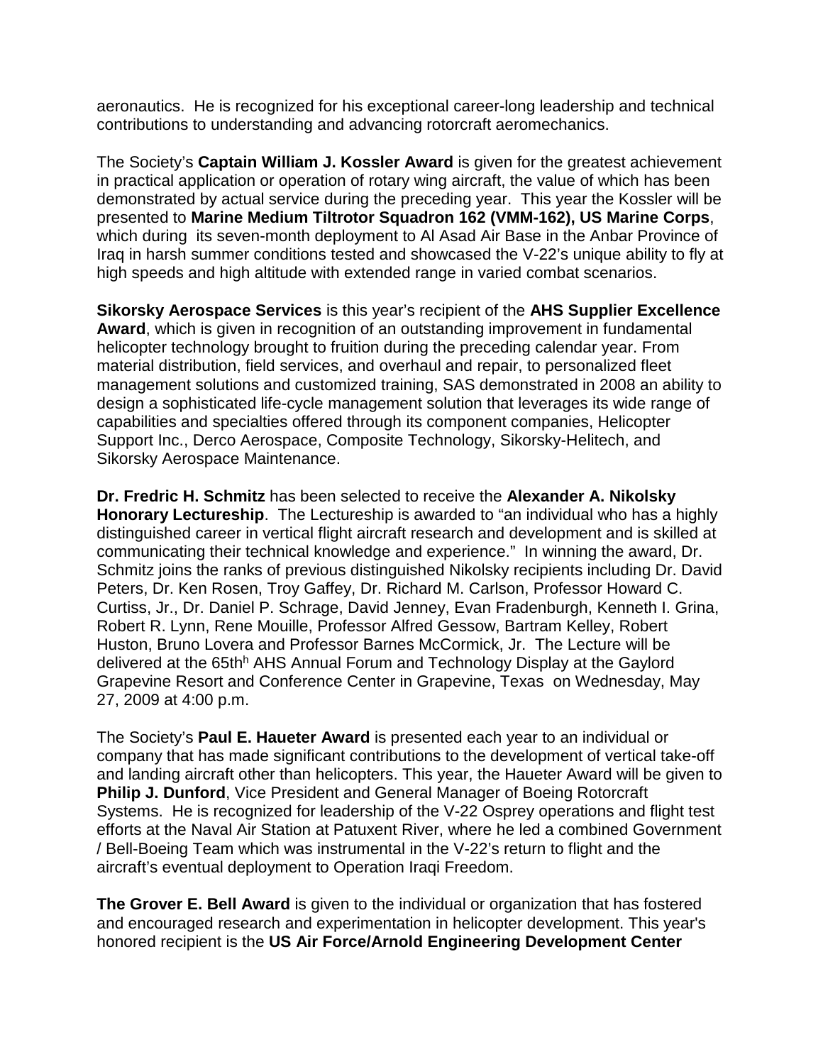aeronautics.  He is recognized for his exceptional career-long leadership and technical contributions to understanding and advancing rotorcraft aeromechanics.

The Society's **Captain William J. Kossler Award** is given for the greatest achievement in practical application or operation of rotary wing aircraft, the value of which has been demonstrated by actual service during the preceding year.  This year the Kossler will be presented to **Marine Medium Tiltrotor Squadron 162 (VMM-162), US Marine Corps**, which during  its seven-month deployment to Al Asad Air Base in the Anbar Province of Iraq in harsh summer conditions tested and showcased the V-22's unique ability to fly at high speeds and high altitude with extended range in varied combat scenarios.

**Sikorsky Aerospace Services** is this year's recipient of the **AHS Supplier Excellence Award**, which is given in recognition of an outstanding improvement in fundamental helicopter technology brought to fruition during the preceding calendar year. From material distribution, field services, and overhaul and repair, to personalized fleet management solutions and customized training, SAS demonstrated in 2008 an ability to design a sophisticated life-cycle management solution that leverages its wide range of capabilities and specialties offered through its component companies, Helicopter Support Inc., Derco Aerospace, Composite Technology, Sikorsky-Helitech, and Sikorsky Aerospace Maintenance.

**Dr. Fredric H. Schmitz** has been selected to receive the **Alexander A. Nikolsky Honorary Lectureship**.  The Lectureship is awarded to "an individual who has a highly distinguished career in vertical flight aircraft research and development and is skilled at communicating their technical knowledge and experience."  In winning the award, Dr. Schmitz joins the ranks of previous distinguished Nikolsky recipients including Dr. David Peters, Dr. Ken Rosen, Troy Gaffey, Dr. Richard M. Carlson, Professor Howard C. Curtiss, Jr., Dr. Daniel P. Schrage, David Jenney, Evan Fradenburgh, Kenneth I. Grina, Robert R. Lynn, Rene Mouille, Professor Alfred Gessow, Bartram Kelley, Robert Huston, Bruno Lovera and Professor Barnes McCormick, Jr.  The Lecture will be delivered at the 65th[h] AHS Annual Forum and Technology Display at the Gaylord Grapevine Resort and Conference Center in Grapevine, Texas  on Wednesday, May 27, 2009 at 4:00 p.m.

The Society's **Paul E. Haueter Award** is presented each year to an individual or company that has made significant contributions to the development of vertical take-off and landing aircraft other than helicopters. This year, the Haueter Award will be given to **Philip J. Dunford**, Vice President and General Manager of Boeing Rotorcraft Systems.  He is recognized for leadership of the V-22 Osprey operations and flight test efforts at the Naval Air Station at Patuxent River, where he led a combined Government / Bell-Boeing Team which was instrumental in the V-22's return to flight and the aircraft's eventual deployment to Operation Iraqi Freedom.

**The Grover E. Bell Award** is given to the individual or organization that has fostered and encouraged research and experimentation in helicopter development. This year's honored recipient is the **US Air Force/Arnold Engineering Development Center**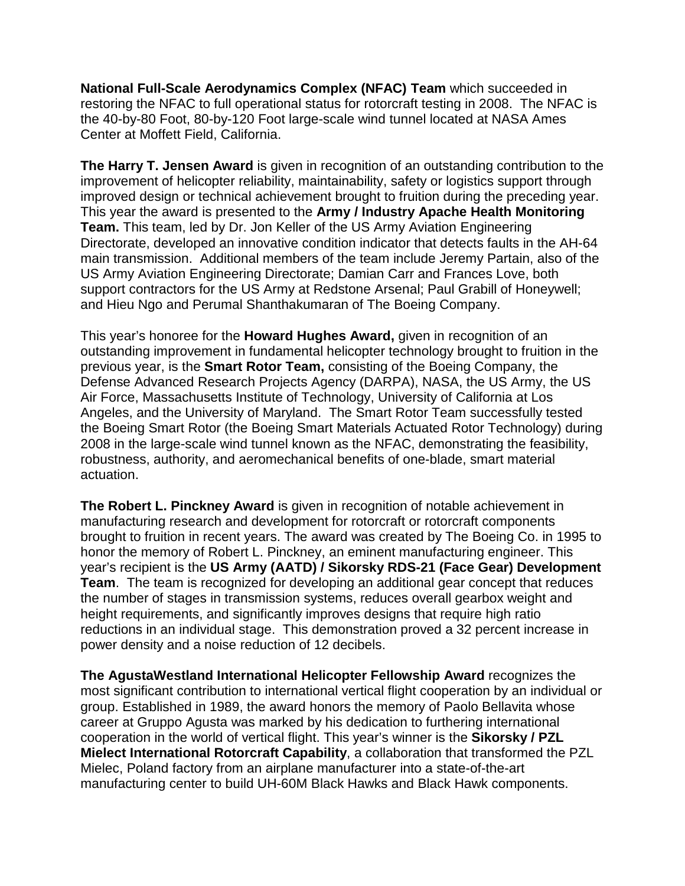**National Full-Scale Aerodynamics Complex (NFAC) Team** which succeeded in restoring the NFAC to full operational status for rotorcraft testing in 2008. The NFAC is the 40-by-80 Foot, 80-by-120 Foot large-scale wind tunnel located at NASA Ames Center at Moffett Field, California.

**The Harry T. Jensen Award** is given in recognition of an outstanding contribution to the improvement of helicopter reliability, maintainability, safety or logistics support through improved design or technical achievement brought to fruition during the preceding year. This year the award is presented to the **Army / Industry Apache Health Monitoring Team.** This team, led by Dr. Jon Keller of the US Army Aviation Engineering Directorate, developed an innovative condition indicator that detects faults in the AH-64 main transmission. Additional members of the team include Jeremy Partain, also of the US Army Aviation Engineering Directorate; Damian Carr and Frances Love, both support contractors for the US Army at Redstone Arsenal; Paul Grabill of Honeywell; and Hieu Ngo and Perumal Shanthakumaran of The Boeing Company.

This year's honoree for the **Howard Hughes Award,** given in recognition of an outstanding improvement in fundamental helicopter technology brought to fruition in the previous year, is the **Smart Rotor Team,** consisting of the Boeing Company, the Defense Advanced Research Projects Agency (DARPA), NASA, the US Army, the US Air Force, Massachusetts Institute of Technology, University of California at Los Angeles, and the University of Maryland. The Smart Rotor Team successfully tested the Boeing Smart Rotor (the Boeing Smart Materials Actuated Rotor Technology) during 2008 in the large-scale wind tunnel known as the NFAC, demonstrating the feasibility, robustness, authority, and aeromechanical benefits of one-blade, smart material actuation.

**The Robert L. Pinckney Award** is given in recognition of notable achievement in manufacturing research and development for rotorcraft or rotorcraft components brought to fruition in recent years. The award was created by The Boeing Co. in 1995 to honor the memory of Robert L. Pinckney, an eminent manufacturing engineer. This year's recipient is the **US Army (AATD) / Sikorsky RDS-21 (Face Gear) Development Team**. The team is recognized for developing an additional gear concept that reduces the number of stages in transmission systems, reduces overall gearbox weight and height requirements, and significantly improves designs that require high ratio reductions in an individual stage. This demonstration proved a 32 percent increase in power density and a noise reduction of 12 decibels.

**The AgustaWestland International Helicopter Fellowship Award** recognizes the most significant contribution to international vertical flight cooperation by an individual or group. Established in 1989, the award honors the memory of Paolo Bellavita whose career at Gruppo Agusta was marked by his dedication to furthering international cooperation in the world of vertical flight. This year's winner is the **Sikorsky / PZL Mielect International Rotorcraft Capability**, a collaboration that transformed the PZL Mielec, Poland factory from an airplane manufacturer into a state-of-the-art manufacturing center to build UH-60M Black Hawks and Black Hawk components.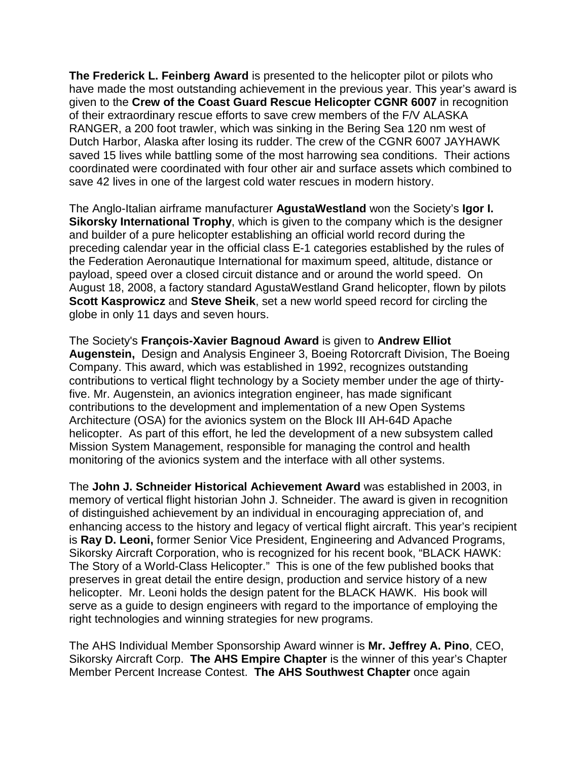**The Frederick L. Feinberg Award** is presented to the helicopter pilot or pilots who have made the most outstanding achievement in the previous year. This year's award is given to the **Crew of the Coast Guard Rescue Helicopter CGNR 6007** in recognition of their extraordinary rescue efforts to save crew members of the F/V ALASKA RANGER, a 200 foot trawler, which was sinking in the Bering Sea 120 nm west of Dutch Harbor, Alaska after losing its rudder. The crew of the CGNR 6007 JAYHAWK saved 15 lives while battling some of the most harrowing sea conditions. Their actions coordinated were coordinated with four other air and surface assets which combined to save 42 lives in one of the largest cold water rescues in modern history.

The Anglo-Italian airframe manufacturer **AgustaWestland** won the Society's **Igor I. Sikorsky International Trophy**, which is given to the company which is the designer and builder of a pure helicopter establishing an official world record during the preceding calendar year in the official class E-1 categories established by the rules of the Federation Aeronautique International for maximum speed, altitude, distance or payload, speed over a closed circuit distance and or around the world speed. On August 18, 2008, a factory standard AgustaWestland Grand helicopter, flown by pilots **Scott Kasprowicz** and **Steve Sheik**, set a new world speed record for circling the globe in only 11 days and seven hours.

The Society's **François-Xavier Bagnoud Award** is given to **Andrew Elliot Augenstein,** Design and Analysis Engineer 3, Boeing Rotorcraft Division, The Boeing Company. This award, which was established in 1992, recognizes outstanding contributions to vertical flight technology by a Society member under the age of thirty-five. Mr. Augenstein, an avionics integration engineer, has made significant contributions to the development and implementation of a new Open Systems Architecture (OSA) for the avionics system on the Block III AH-64D Apache helicopter. As part of this effort, he led the development of a new subsystem called Mission System Management, responsible for managing the control and health monitoring of the avionics system and the interface with all other systems.

The **John J. Schneider Historical Achievement Award** was established in 2003, in memory of vertical flight historian John J. Schneider. The award is given in recognition of distinguished achievement by an individual in encouraging appreciation of, and enhancing access to the history and legacy of vertical flight aircraft. This year's recipient is **Ray D. Leoni,** former Senior Vice President, Engineering and Advanced Programs, Sikorsky Aircraft Corporation, who is recognized for his recent book, "BLACK HAWK: The Story of a World-Class Helicopter." This is one of the few published books that preserves in great detail the entire design, production and service history of a new helicopter. Mr. Leoni holds the design patent for the BLACK HAWK. His book will serve as a guide to design engineers with regard to the importance of employing the right technologies and winning strategies for new programs.

The AHS Individual Member Sponsorship Award winner is **Mr. Jeffrey A. Pino**, CEO, Sikorsky Aircraft Corp. **The AHS Empire Chapter** is the winner of this year's Chapter Member Percent Increase Contest. **The AHS Southwest Chapter** once again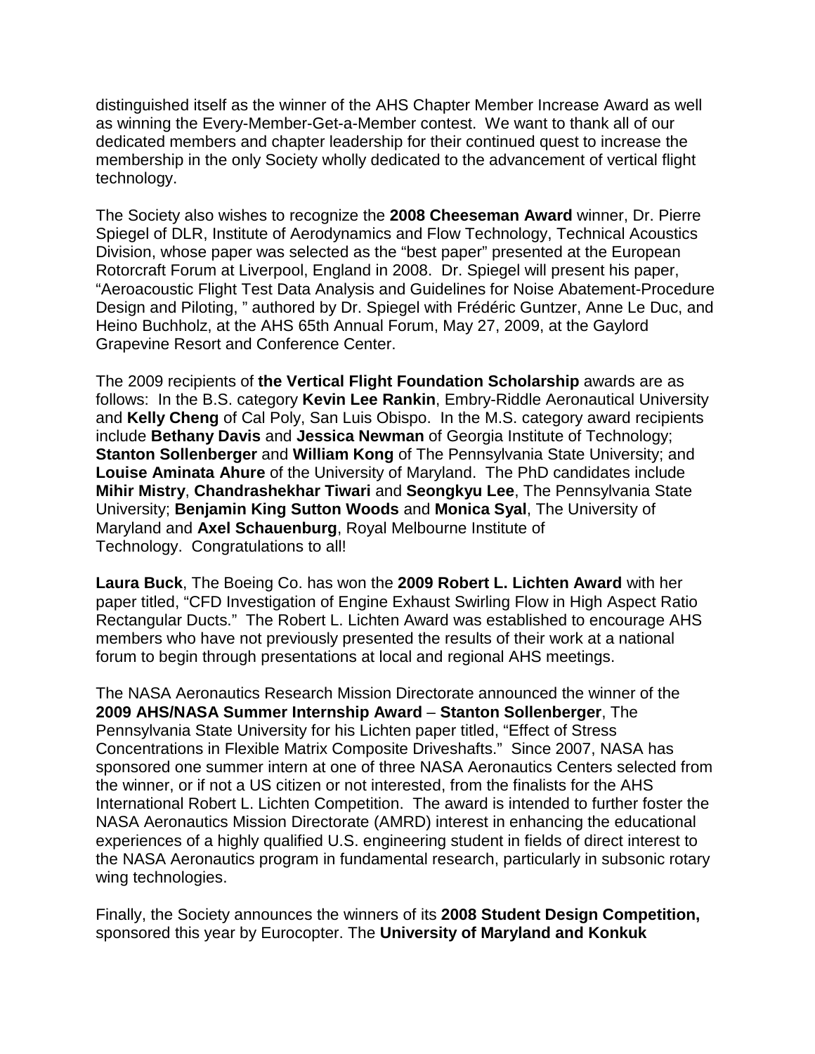distinguished itself as the winner of the AHS Chapter Member Increase Award as well as winning the Every-Member-Get-a-Member contest. We want to thank all of our dedicated members and chapter leadership for their continued quest to increase the membership in the only Society wholly dedicated to the advancement of vertical flight technology.

The Society also wishes to recognize the **2008 Cheeseman Award** winner, Dr. Pierre Spiegel of DLR, Institute of Aerodynamics and Flow Technology, Technical Acoustics Division, whose paper was selected as the "best paper" presented at the European Rotorcraft Forum at Liverpool, England in 2008. Dr. Spiegel will present his paper, "Aeroacoustic Flight Test Data Analysis and Guidelines for Noise Abatement-Procedure Design and Piloting, " authored by Dr. Spiegel with Frédéric Guntzer, Anne Le Duc, and Heino Buchholz, at the AHS 65th Annual Forum, May 27, 2009, at the Gaylord Grapevine Resort and Conference Center.

The 2009 recipients of **the Vertical Flight Foundation Scholarship** awards are as follows: In the B.S. category **Kevin Lee Rankin**, Embry-Riddle Aeronautical University and **Kelly Cheng** of Cal Poly, San Luis Obispo. In the M.S. category award recipients include **Bethany Davis** and **Jessica Newman** of Georgia Institute of Technology; **Stanton Sollenberger** and **William Kong** of The Pennsylvania State University; and **Louise Aminata Ahure** of the University of Maryland. The PhD candidates include **Mihir Mistry**, **Chandrashekhar Tiwari** and **Seongkyu Lee**, The Pennsylvania State University; **Benjamin King Sutton Woods** and **Monica Syal**, The University of Maryland and **Axel Schauenburg**, Royal Melbourne Institute of Technology. Congratulations to all!

**Laura Buck**, The Boeing Co. has won the **2009 Robert L. Lichten Award** with her paper titled, "CFD Investigation of Engine Exhaust Swirling Flow in High Aspect Ratio Rectangular Ducts." The Robert L. Lichten Award was established to encourage AHS members who have not previously presented the results of their work at a national forum to begin through presentations at local and regional AHS meetings.

The NASA Aeronautics Research Mission Directorate announced the winner of the **2009 AHS/NASA Summer Internship Award** – **Stanton Sollenberger**, The Pennsylvania State University for his Lichten paper titled, "Effect of Stress Concentrations in Flexible Matrix Composite Driveshafts." Since 2007, NASA has sponsored one summer intern at one of three NASA Aeronautics Centers selected from the winner, or if not a US citizen or not interested, from the finalists for the AHS International Robert L. Lichten Competition. The award is intended to further foster the NASA Aeronautics Mission Directorate (AMRD) interest in enhancing the educational experiences of a highly qualified U.S. engineering student in fields of direct interest to the NASA Aeronautics program in fundamental research, particularly in subsonic rotary wing technologies.

Finally, the Society announces the winners of its **2008 Student Design Competition,** sponsored this year by Eurocopter. The **University of Maryland and Konkuk**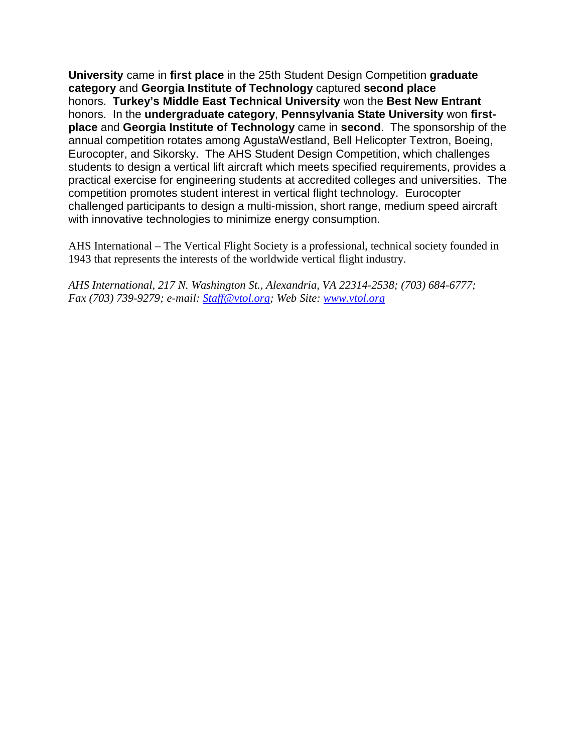**University** came in **first place** in the 25th Student Design Competition **graduate category** and **Georgia Institute of Technology** captured **second place** honors. **Turkey's Middle East Technical University** won the **Best New Entrant** honors. In the **undergraduate category**, **Pennsylvania State University** won **first-place** and **Georgia Institute of Technology** came in **second**. The sponsorship of the annual competition rotates among AgustaWestland, Bell Helicopter Textron, Boeing, Eurocopter, and Sikorsky. The AHS Student Design Competition, which challenges students to design a vertical lift aircraft which meets specified requirements, provides a practical exercise for engineering students at accredited colleges and universities. The competition promotes student interest in vertical flight technology. Eurocopter challenged participants to design a multi-mission, short range, medium speed aircraft with innovative technologies to minimize energy consumption.

AHS International – The Vertical Flight Society is a professional, technical society founded in 1943 that represents the interests of the worldwide vertical flight industry.

*AHS International, 217 N. Washington St., Alexandria, VA 22314-2538; (703) 684-6777; Fax (703) 739-9279; e-mail: [Staff@vtol.org](mailto:Staff@vtol.org); Web Site: [www.vtol.org](http://www.vtol.org)*